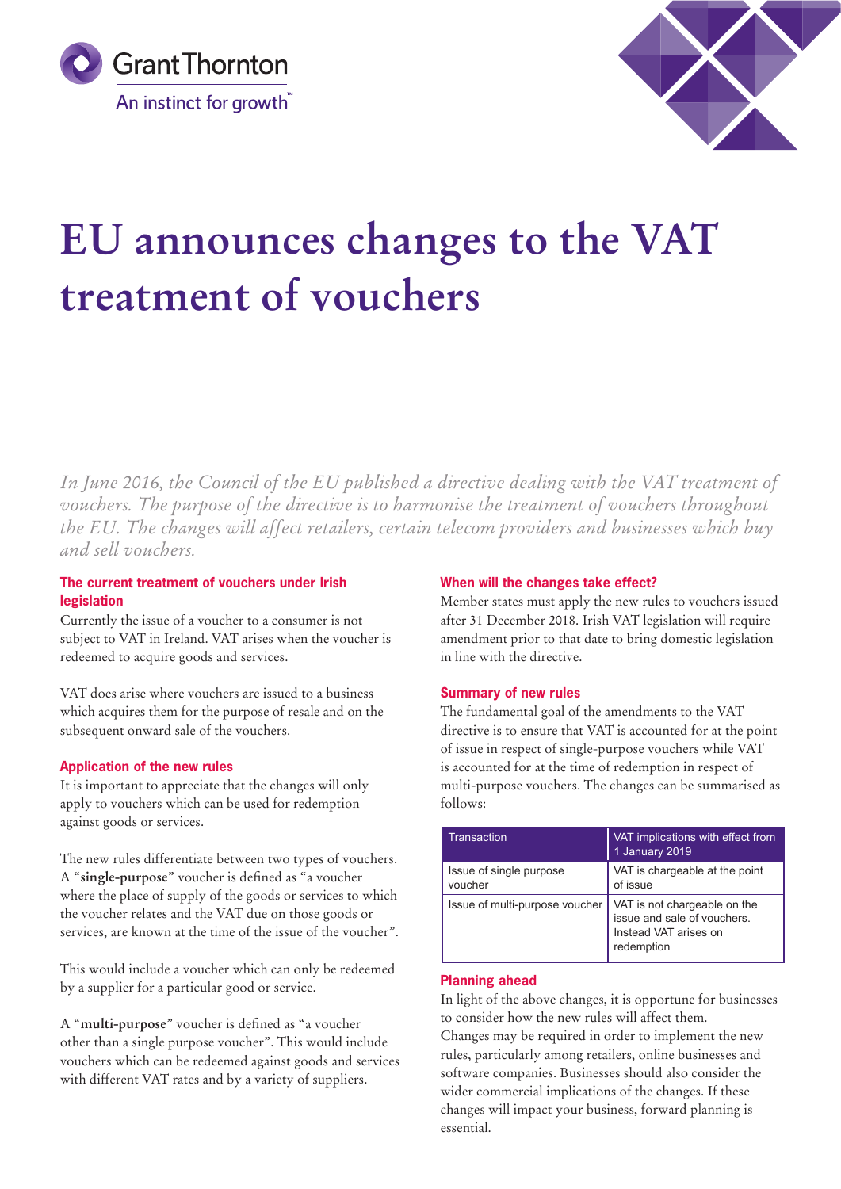# EU announces changes to the VAT treatment of vouchers

*In June 2016, the Council of the EU published a directive dealing with the VAT treatment of vouchers. The purpose of the directive is to harmonise the treatment of vouchers throughout the EU. The changes will affect retailers, certain telecom providers and businesses which buy and sell vouchers.*

### The current treatment of vouchers under Irish legislation

Currently the issue of a voucher to a consumer is not subject to VAT in Ireland. VAT arises when the voucher is redeemed to acquire goods and services.

VAT does arise where vouchers are issued to a business which acquires them for the purpose of resale and on the subsequent onward sale of the vouchers.

### Application of the new rules

It is important to appreciate that the changes will only apply to vouchers which can be used for redemption against goods or services.

The new rules differentiate between two types of vouchers. A "**single-purpose**" voucher is defined as "a voucher where the place of supply of the goods or services to which the voucher relates and the VAT due on those goods or services, are known at the time of the issue of the voucher".

This would include a voucher which can only be redeemed by a supplier for a particular good or service.

A "**multi-purpose**" voucher is defined as "a voucher other than a single purpose voucher". This would include vouchers which can be redeemed against goods and services with different VAT rates and by a variety of suppliers.

### When will the changes take effect?

Member states must apply the new rules to vouchers issued after 31 December 2018. Irish VAT legislation will require amendment prior to that date to bring domestic legislation in line with the directive.

### Summary of new rules

The fundamental goal of the amendments to the VAT directive is to ensure that VAT is accounted for at the point of issue in respect of single-purpose vouchers while VAT is accounted for at the time of redemption in respect of multi-purpose vouchers. The changes can be summarised as follows:

| Transaction | VAT implications with effect from 1 January 2019 |
|---|---|
| Issue of single purpose voucher | VAT is chargeable at the point of issue |
| Issue of multi-purpose voucher | VAT is not chargeable on the issue and sale of vouchers. Instead VAT arises on redemption |

### Planning ahead

In light of the above changes, it is opportune for businesses to consider how the new rules will affect them. Changes may be required in order to implement the new rules, particularly among retailers, online businesses and software companies. Businesses should also consider the wider commercial implications of the changes. If these changes will impact your business, forward planning is essential.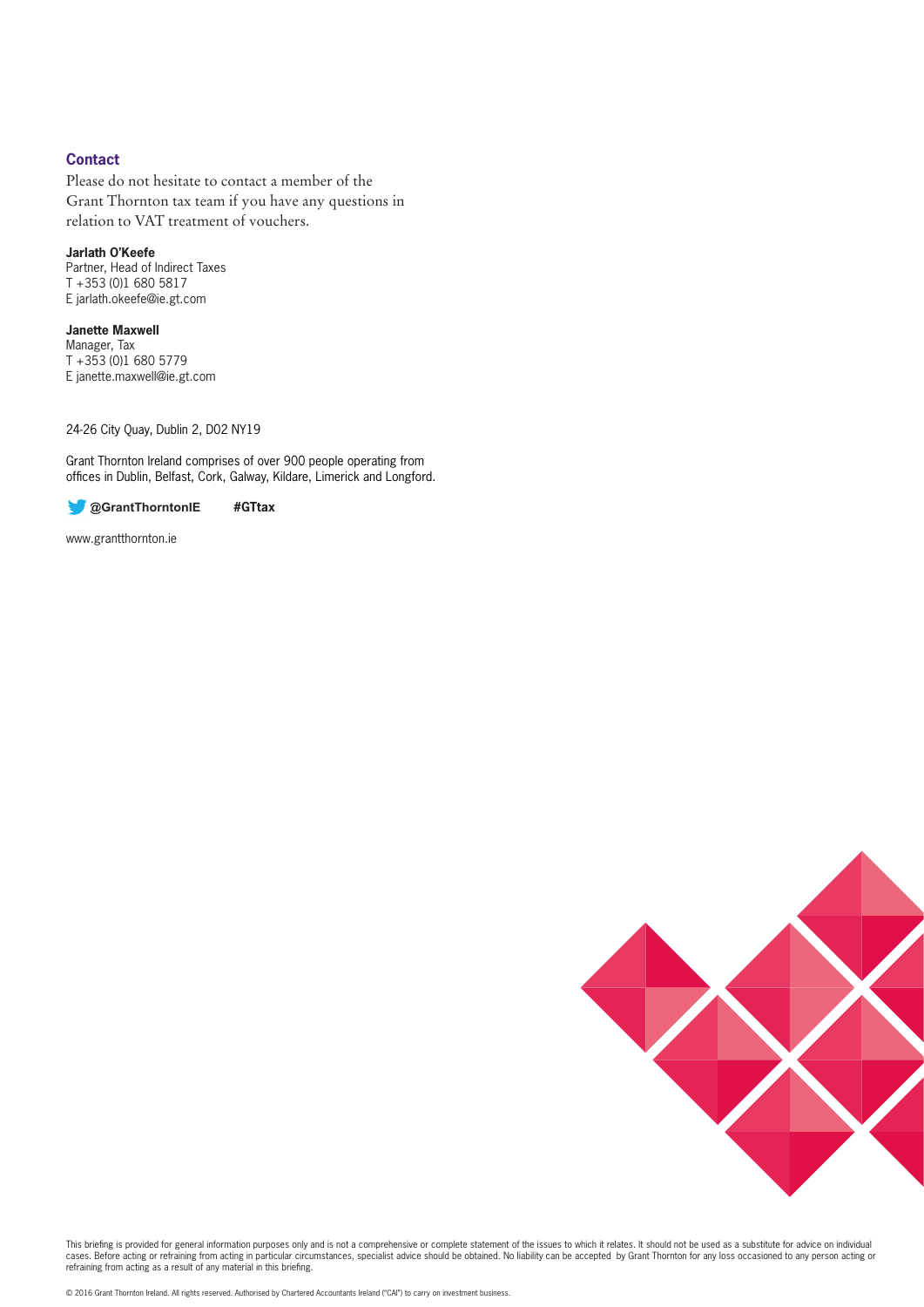## Contact

Please do not hesitate to contact a member of the Grant Thornton tax team if you have any questions in relation to VAT treatment of vouchers.

**Jarlath O'Keefe**
Partner, Head of Indirect Taxes
T +353 (0)1 680 5817
E jarlath.okeefe@ie.gt.com

**Janette Maxwell**
Manager, Tax
T +353 (0)1 680 5779
E janette.maxwell@ie.gt.com

24-26 City Quay, Dublin 2, D02 NY19

Grant Thornton Ireland comprises of over 900 people operating from offices in Dublin, Belfast, Cork, Galway, Kildare, Limerick and Longford.

**@GrantThorntonIE** **#GTtax**

www.grantthornton.ie

This briefing is provided for general information purposes only and is not a comprehensive or complete statement of the issues to which it relates. It should not be used as a substitute for advice on individual cases. Before acting or refraining from acting in particular circumstances, specialist advice should be obtained. No liability can be accepted by Grant Thornton for any loss occasioned to any person acting or refraining from acting as a result of any material in this briefing.

© 2016 Grant Thornton Ireland. All rights reserved. Authorised by Chartered Accountants Ireland ("CAI") to carry on investment business.